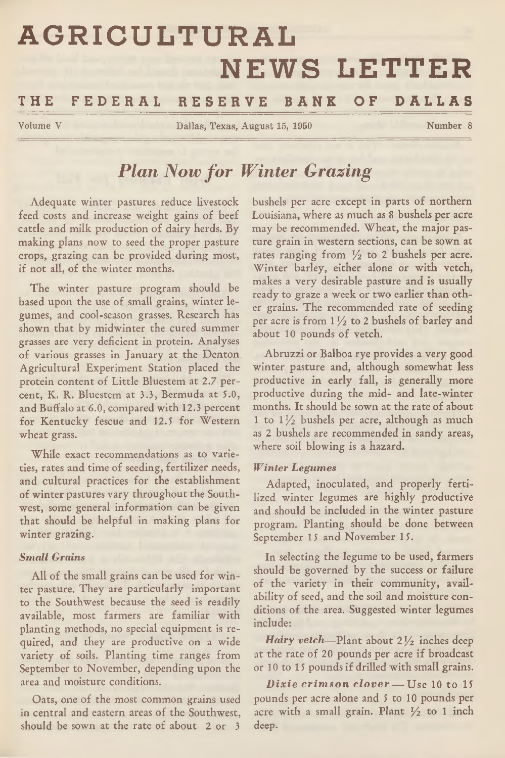# AGRICULTURAL NEWS LETTER

## THE FEDERAL RESERVE BANK OF DALLAS

Volume V — Dallas, Texas, August 15, 1950 — Number 8

## *Plan Now for Winter Grazing*

Adequate winter pastures reduce livestock feed costs and increase weight gains of beef cattle and milk production of dairy herds. By making plans now to seed the proper pasture crops, grazing can be provided during most, if not all, of the winter months.

The winter pasture program should be based upon the use of small grains, winter legumes, and cool-season grasses. Research has shown that by midwinter the cured summer grasses are very deficient in protein. Analyses of various grasses in January at the Denton Agricultural Experiment Station placed the protein content of Little Bluestem at 2.7 percent, K. R. Bluestem at 3.3, Bermuda at 5.0, and Buffalo at 6.0, compared with 12.3 percent for Kentucky fescue and 12.5 for Western wheat grass.

While exact recommendations as to varieties, rates and time of seeding, fertilizer needs, and cultural practices for the establishment of winter pastures vary throughout the Southwest, some general information can be given that should be helpful in making plans for winter grazing.

### *Small Grains*

All of the small grains can be used for winter pasture. They are particularly important to the Southwest because the seed is readily available, most farmers are familiar with planting methods, no special equipment is required, and they are productive on a wide variety of soils. Planting time ranges from September to November, depending upon the area and moisture conditions.

Oats, one of the most common grains used in central and eastern areas of the Southwest, should be sown at the rate of about 2 or 3 bushels per acre except in parts of northern Louisiana, where as much as 8 bushels per acre may be recommended. Wheat, the major pasture grain in western sections, can be sown at rates ranging from ½ to 2 bushels per acre. Winter barley, either alone or with vetch, makes a very desirable pasture and is usually ready to graze a week or two earlier than other grains. The recommended rate of seeding per acre is from 1½ to 2 bushels of barley and about 10 pounds of vetch.

Abruzzi or Balboa rye provides a very good winter pasture and, although somewhat less productive in early fall, is generally more productive during the mid- and late-winter months. It should be sown at the rate of about 1 to 1½ bushels per acre, although as much as 2 bushels are recommended in sandy areas, where soil blowing is a hazard.

### *Winter Legumes*

Adapted, inoculated, and properly fertilized winter legumes are highly productive and should be included in the winter pasture program. Planting should be done between September 15 and November 15.

In selecting the legume to be used, farmers should be governed by the success or failure of the variety in their community, availability of seed, and the soil and moisture conditions of the area. Suggested winter legumes include:

***Hairy vetch***—Plant about 2½ inches deep at the rate of 20 pounds per acre if broadcast or 10 to 15 pounds if drilled with small grains.

***Dixie crimson clover*** — Use 10 to 15 pounds per acre alone and 5 to 10 pounds per acre with a small grain. Plant ½ to 1 inch deep.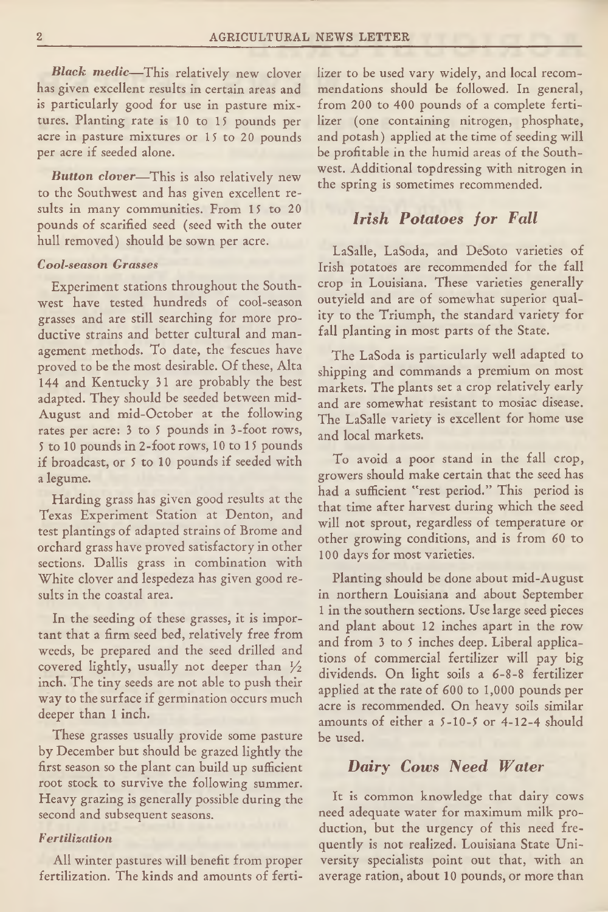***Black medic***—This relatively new clover has given excellent results in certain areas and is particularly good for use in pasture mixtures. Planting rate is 10 to 15 pounds per acre in pasture mixtures or 15 to 20 pounds per acre if seeded alone.

***Button clover***—This is also relatively new to the Southwest and has given excellent results in many communities. From 15 to 20 pounds of scarified seed (seed with the outer hull removed) should be sown per acre.

### *Cool-season Grasses*

Experiment stations throughout the Southwest have tested hundreds of cool-season grasses and are still searching for more productive strains and better cultural and management methods. To date, the fescues have proved to be the most desirable. Of these, Alta 144 and Kentucky 31 are probably the best adapted. They should be seeded between mid-August and mid-October at the following rates per acre: 3 to 5 pounds in 3-foot rows, 5 to 10 pounds in 2-foot rows, 10 to 15 pounds if broadcast, or 5 to 10 pounds if seeded with a legume.

Harding grass has given good results at the Texas Experiment Station at Denton, and test plantings of adapted strains of Brome and orchard grass have proved satisfactory in other sections. Dallis grass in combination with White clover and lespedeza has given good results in the coastal area.

In the seeding of these grasses, it is important that a firm seed bed, relatively free from weeds, be prepared and the seed drilled and covered lightly, usually not deeper than ½ inch. The tiny seeds are not able to push their way to the surface if germination occurs much deeper than 1 inch.

These grasses usually provide some pasture by December but should be grazed lightly the first season so the plant can build up sufficient root stock to survive the following summer. Heavy grazing is generally possible during the second and subsequent seasons.

### *Fertilization*

All winter pastures will benefit from proper fertilization. The kinds and amounts of fertilizer to be used vary widely, and local recommendations should be followed. In general, from 200 to 400 pounds of a complete fertilizer (one containing nitrogen, phosphate, and potash) applied at the time of seeding will be profitable in the humid areas of the Southwest. Additional topdressing with nitrogen in the spring is sometimes recommended.

## *Irish Potatoes for Fall*

LaSalle, LaSoda, and DeSoto varieties of Irish potatoes are recommended for the fall crop in Louisiana. These varieties generally outyield and are of somewhat superior quality to the Triumph, the standard variety for fall planting in most parts of the State.

The LaSoda is particularly well adapted to shipping and commands a premium on most markets. The plants set a crop relatively early and are somewhat resistant to mosiac disease. The LaSalle variety is excellent for home use and local markets.

To avoid a poor stand in the fall crop, growers should make certain that the seed has had a sufficient "rest period." This period is that time after harvest during which the seed will not sprout, regardless of temperature or other growing conditions, and is from 60 to 100 days for most varieties.

Planting should be done about mid-August in northern Louisiana and about September 1 in the southern sections. Use large seed pieces and plant about 12 inches apart in the row and from 3 to 5 inches deep. Liberal applications of commercial fertilizer will pay big dividends. On light soils a 6-8-8 fertilizer applied at the rate of 600 to 1,000 pounds per acre is recommended. On heavy soils similar amounts of either a 5-10-5 or 4-12-4 should be used.

## *Dairy Cows Need Water*

It is common knowledge that dairy cows need adequate water for maximum milk production, but the urgency of this need frequently is not realized. Louisiana State University specialists point out that, with an average ration, about 10 pounds, or more than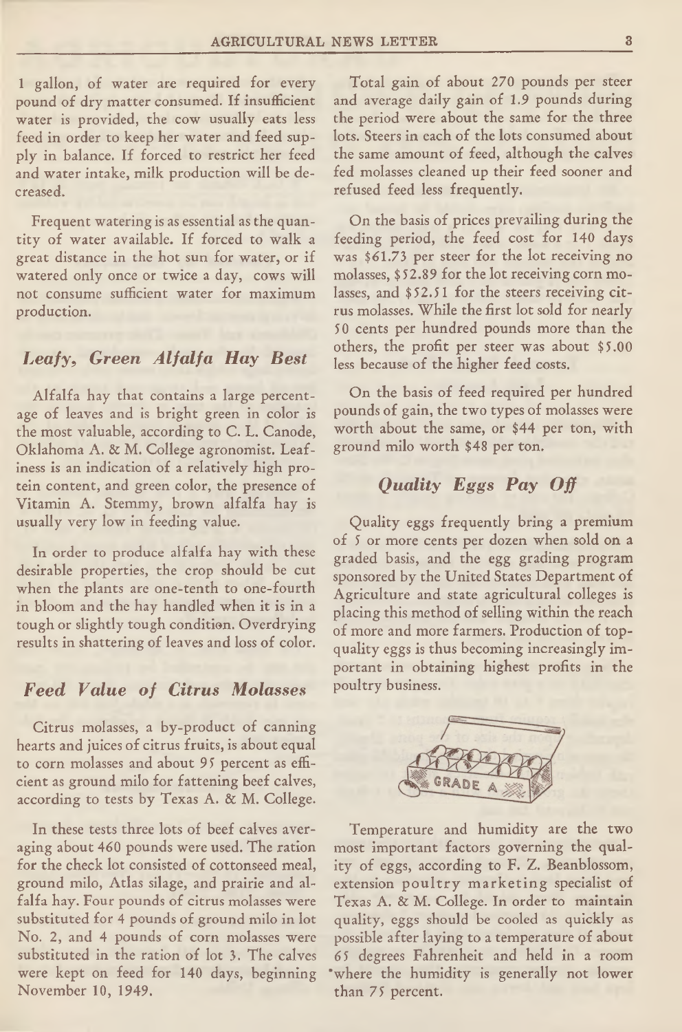1 gallon, of water are required for every pound of dry matter consumed. If insufficient water is provided, the cow usually eats less feed in order to keep her water and feed supply in balance. If forced to restrict her feed and water intake, milk production will be decreased.

Frequent watering is as essential as the quantity of water available. If forced to walk a great distance in the hot sun for water, or if watered only once or twice a day, cows will not consume sufficient water for maximum production.

## *Leafy, Green Alfalfa Hay Best*

Alfalfa hay that contains a large percentage of leaves and is bright green in color is the most valuable, according to C. L. Canode, Oklahoma A. & M. College agronomist. Leafiness is an indication of a relatively high protein content, and green color, the presence of Vitamin A. Stemmy, brown alfalfa hay is usually very low in feeding value.

In order to produce alfalfa hay with these desirable properties, the crop should be cut when the plants are one-tenth to one-fourth in bloom and the hay handled when it is in a tough or slightly tough condition. Overdrying results in shattering of leaves and loss of color.

## *Feed Value of Citrus Molasses*

Citrus molasses, a by-product of canning hearts and juices of citrus fruits, is about equal to corn molasses and about 95 percent as efficient as ground milo for fattening beef calves, according to tests by Texas A. & M. College.

In these tests three lots of beef calves averaging about 460 pounds were used. The ration for the check lot consisted of cottonseed meal, ground milo, Atlas silage, and prairie and alfalfa hay. Four pounds of citrus molasses were substituted for 4 pounds of ground milo in lot No. 2, and 4 pounds of corn molasses were substituted in the ration of lot 3. The calves were kept on feed for 140 days, beginning November 10, 1949.

Total gain of about 270 pounds per steer and average daily gain of 1.9 pounds during the period were about the same for the three lots. Steers in each of the lots consumed about the same amount of feed, although the calves fed molasses cleaned up their feed sooner and refused feed less frequently.

On the basis of prices prevailing during the feeding period, the feed cost for 140 days was $61.73 per steer for the lot receiving no molasses, $52.89 for the lot receiving corn molasses, and $52.51 for the steers receiving citrus molasses. While the first lot sold for nearly 50 cents per hundred pounds more than the others, the profit per steer was about $5.00 less because of the higher feed costs.

On the basis of feed required per hundred pounds of gain, the two types of molasses were worth about the same, or $44 per ton, with ground milo worth $48 per ton.

## *Quality Eggs Pay Off*

Quality eggs frequently bring a premium of 5 or more cents per dozen when sold on a graded basis, and the egg grading program sponsored by the United States Department of Agriculture and state agricultural colleges is placing this method of selling within the reach of more and more farmers. Production of top-quality eggs is thus becoming increasingly important in obtaining highest profits in the poultry business.

Temperature and humidity are the two most important factors governing the quality of eggs, according to F. Z. Beanblossom, extension poultry marketing specialist of Texas A. & M. College. In order to maintain quality, eggs should be cooled as quickly as possible after laying to a temperature of about 65 degrees Fahrenheit and held in a room where the humidity is generally not lower than 75 percent.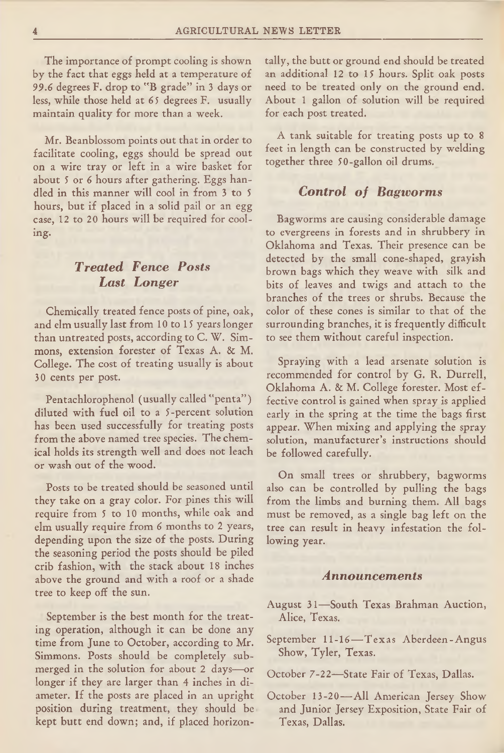The importance of prompt cooling is shown by the fact that eggs held at a temperature of 99.6 degrees F. drop to "B grade" in 3 days or less, while those held at 65 degrees F. usually maintain quality for more than a week.

Mr. Beanblossom points out that in order to facilitate cooling, eggs should be spread out on a wire tray or left in a wire basket for about 5 or 6 hours after gathering. Eggs handled in this manner will cool in from 3 to 5 hours, but if placed in a solid pail or an egg case, 12 to 20 hours will be required for cooling.

### *Treated Fence Posts Last Longer*

Chemically treated fence posts of pine, oak, and elm usually last from 10 to 15 years longer than untreated posts, according to C. W. Simmons, extension forester of Texas A. & M. College. The cost of treating usually is about 30 cents per post.

Pentachlorophenol (usually called "penta") diluted with fuel oil to a 5-percent solution has been used successfully for treating posts from the above named tree species. The chemical holds its strength well and does not leach or wash out of the wood.

Posts to be treated should be seasoned until they take on a gray color. For pines this will require from 5 to 10 months, while oak and elm usually require from 6 months to 2 years, depending upon the size of the posts. During the seasoning period the posts should be piled crib fashion, with the stack about 18 inches above the ground and with a roof or a shade tree to keep off the sun.

September is the best month for the treating operation, although it can be done any time from June to October, according to Mr. Simmons. Posts should be completely submerged in the solution for about 2 days—or longer if they are larger than 4 inches in diameter. If the posts are placed in an upright position during treatment, they should be kept butt end down; and, if placed horizontally, the butt or ground end should be treated an additional 12 to 15 hours. Split oak posts need to be treated only on the ground end. About 1 gallon of solution will be required for each post treated.

A tank suitable for treating posts up to 8 feet in length can be constructed by welding together three 50-gallon oil drums.

### *Control of Bagworms*

Bagworms are causing considerable damage to evergreens in forests and in shrubbery in Oklahoma and Texas. Their presence can be detected by the small cone-shaped, grayish brown bags which they weave with silk and bits of leaves and twigs and attach to the branches of the trees or shrubs. Because the color of these cones is similar to that of the surrounding branches, it is frequently difficult to see them without careful inspection.

Spraying with a lead arsenate solution is recommended for control by G. R. Durrell, Oklahoma A. & M. College forester. Most effective control is gained when spray is applied early in the spring at the time the bags first appear. When mixing and applying the spray solution, manufacturer's instructions should be followed carefully.

On small trees or shrubbery, bagworms also can be controlled by pulling the bags from the limbs and burning them. All bags must be removed, as a single bag left on the tree can result in heavy infestation the following year.

### *Announcements*

August 31—South Texas Brahman Auction, Alice, Texas.

September 11-16—Texas Aberdeen-Angus Show, Tyler, Texas.

October 7-22—State Fair of Texas, Dallas.

October 13-20—All American Jersey Show and Junior Jersey Exposition, State Fair of Texas, Dallas.